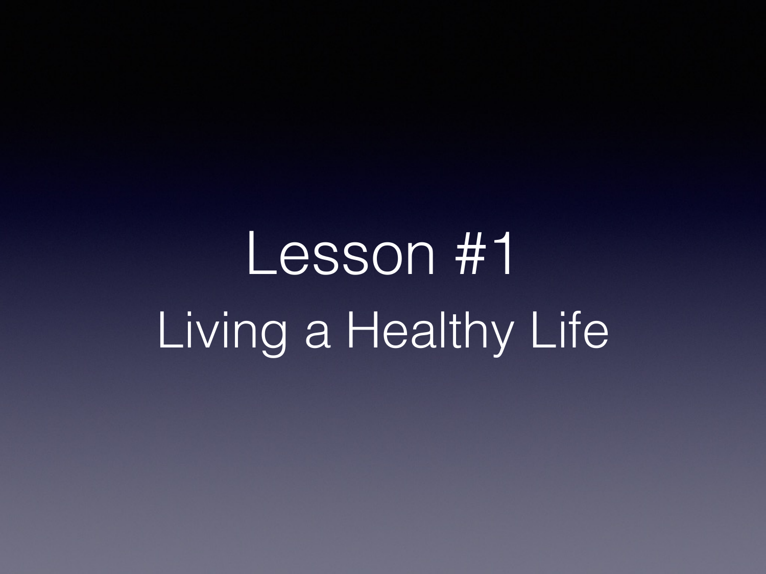# Lesson #1

## Living a Healthy Life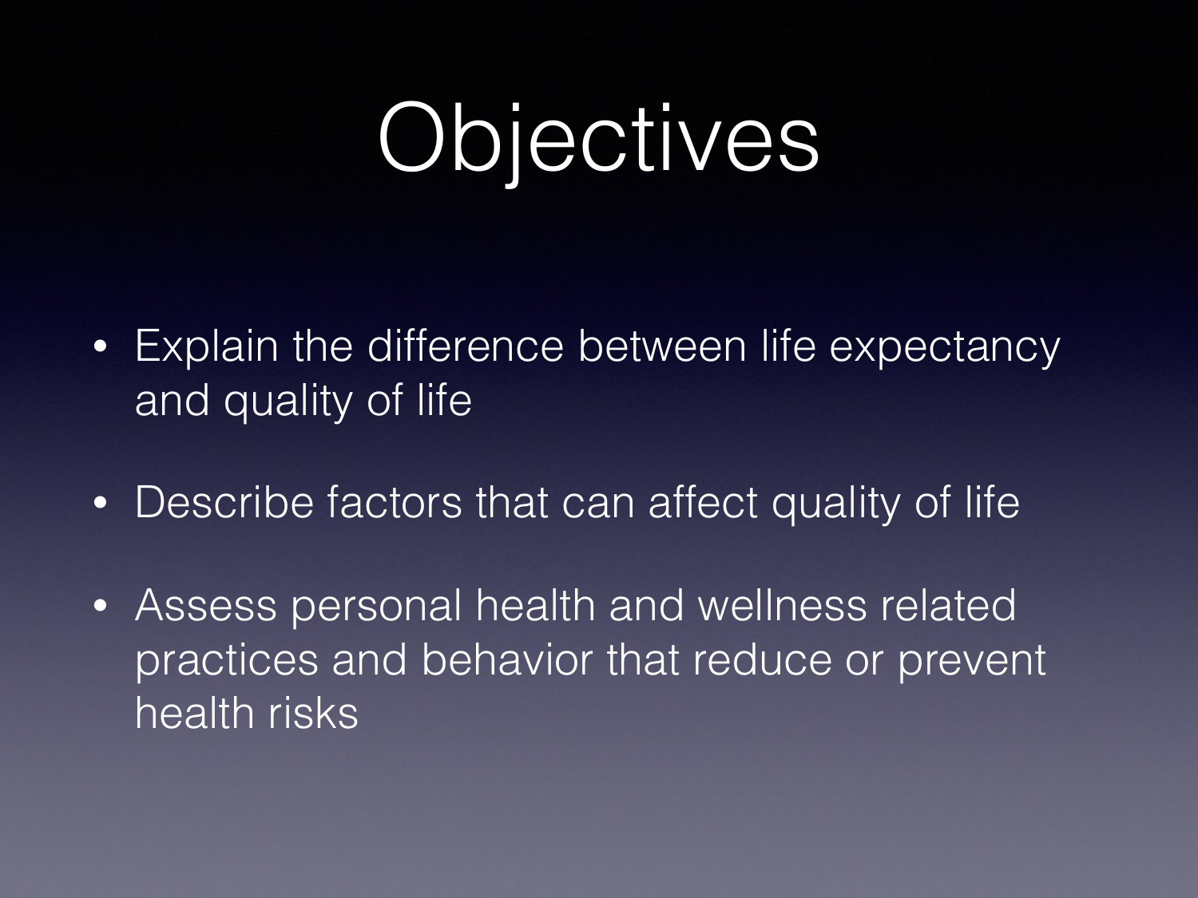# Objectives

- Explain the difference between life expectancy and quality of life
- Describe factors that can affect quality of life
- Assess personal health and wellness related practices and behavior that reduce or prevent health risks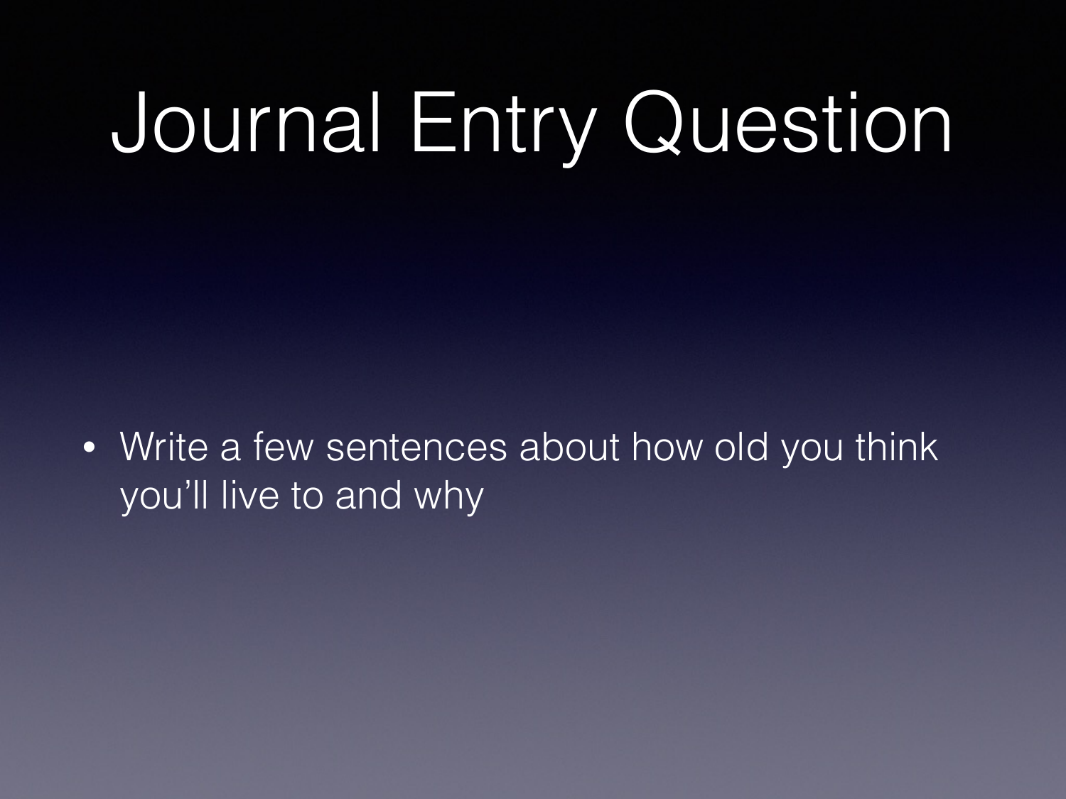# Journal Entry Question

- Write a few sentences about how old you think you'll live to and why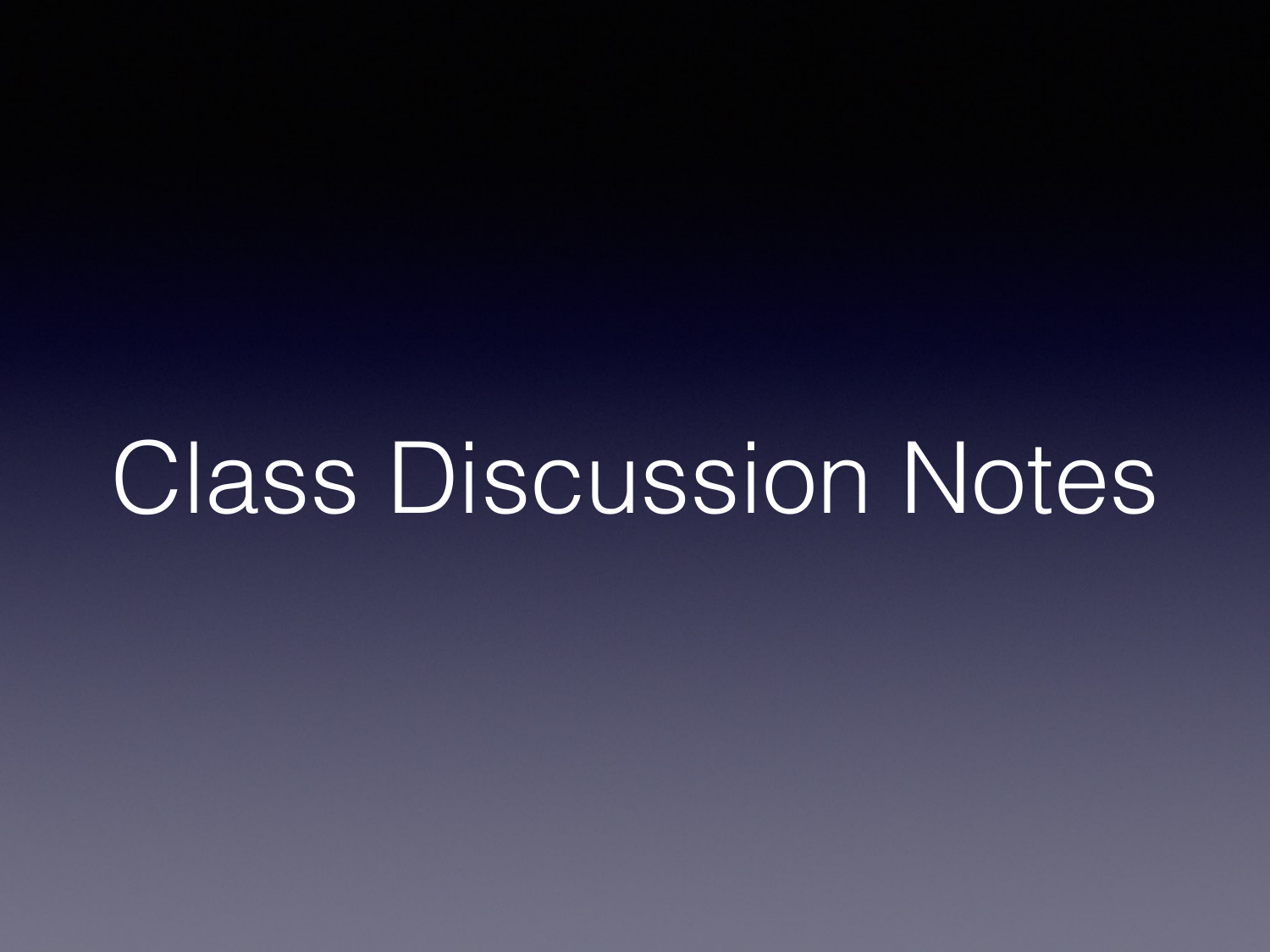# Class Discussion Notes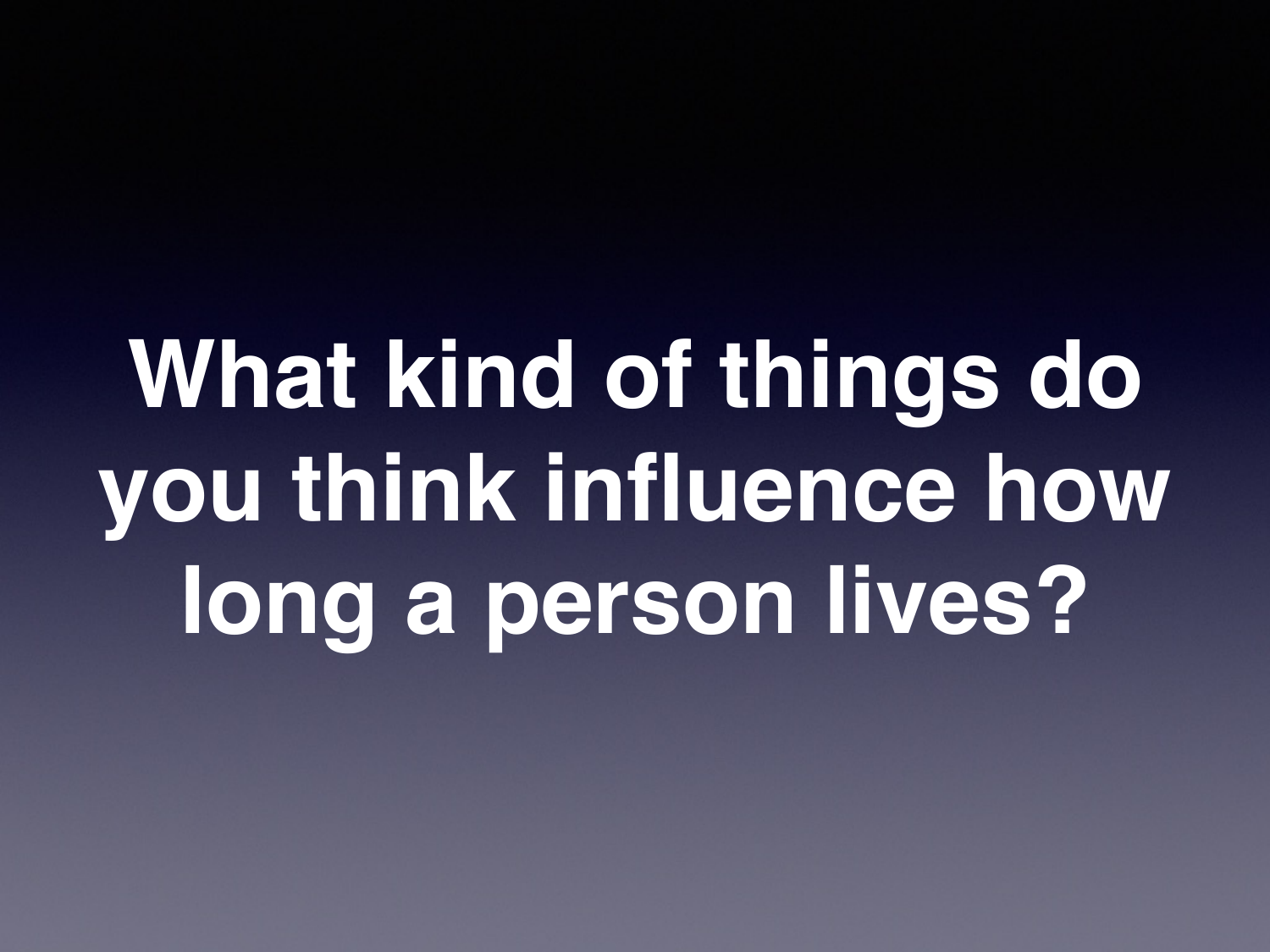# What kind of things do you think influence how long a person lives?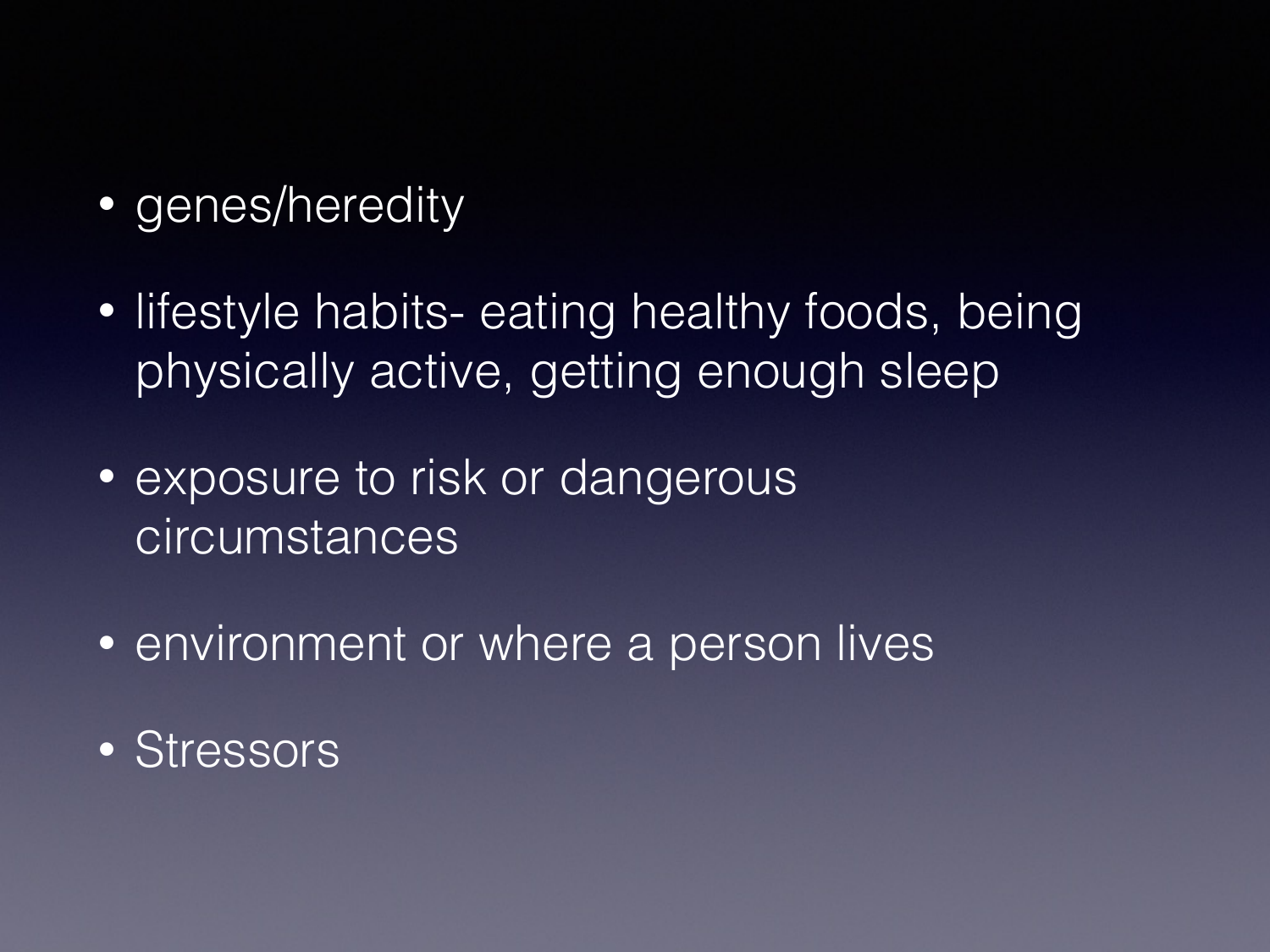- genes/heredity
- lifestyle habits- eating healthy foods, being physically active, getting enough sleep
- exposure to risk or dangerous circumstances
- environment or where a person lives
- Stressors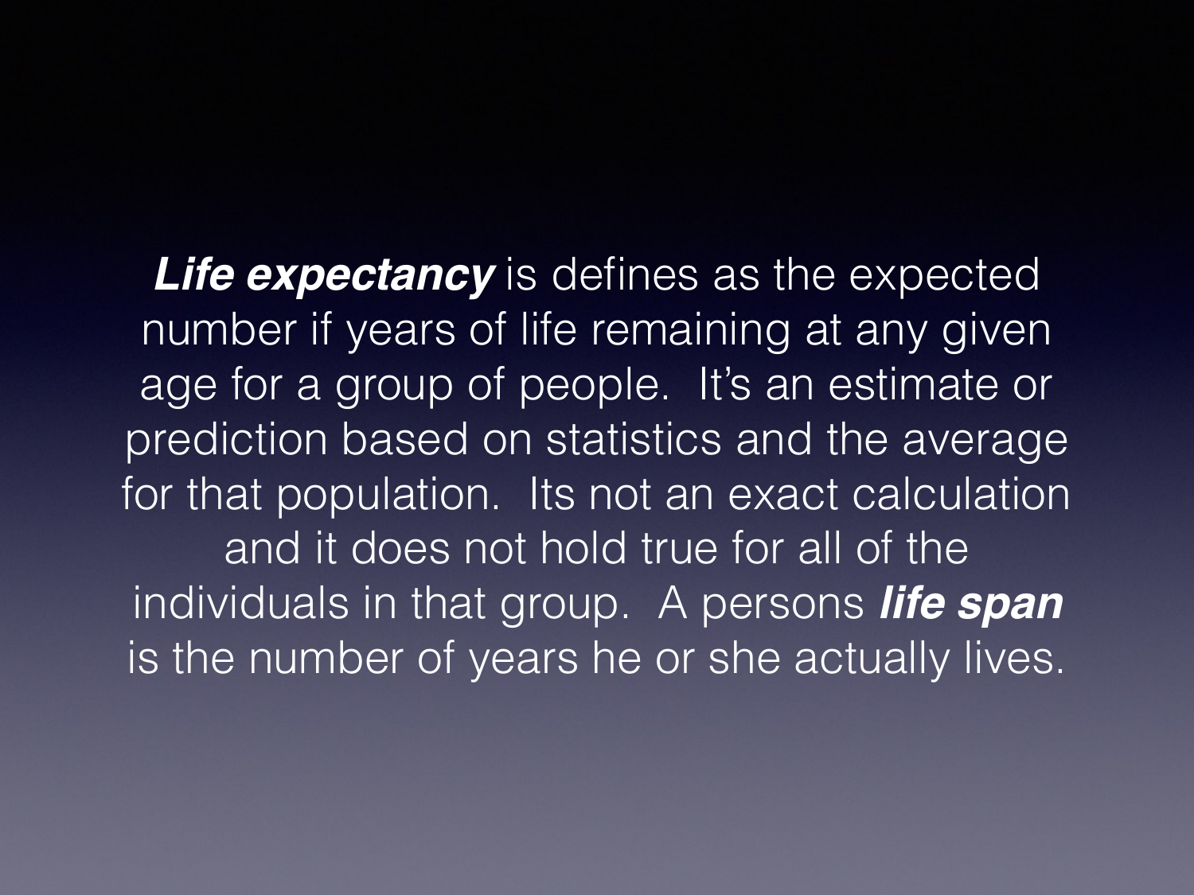***Life expectancy*** is defines as the expected number if years of life remaining at any given age for a group of people.  It's an estimate or prediction based on statistics and the average for that population.  Its not an exact calculation and it does not hold true for all of the individuals in that group.  A persons ***life span*** is the number of years he or she actually lives.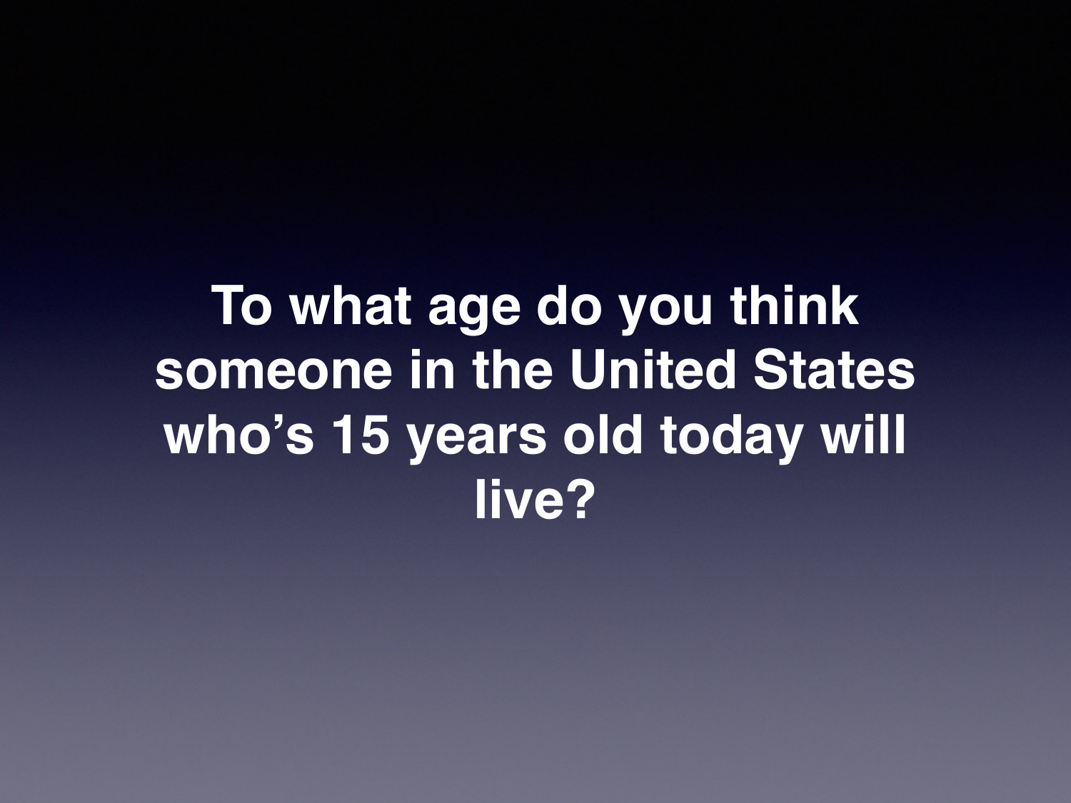**To what age do you think someone in the United States who's 15 years old today will live?**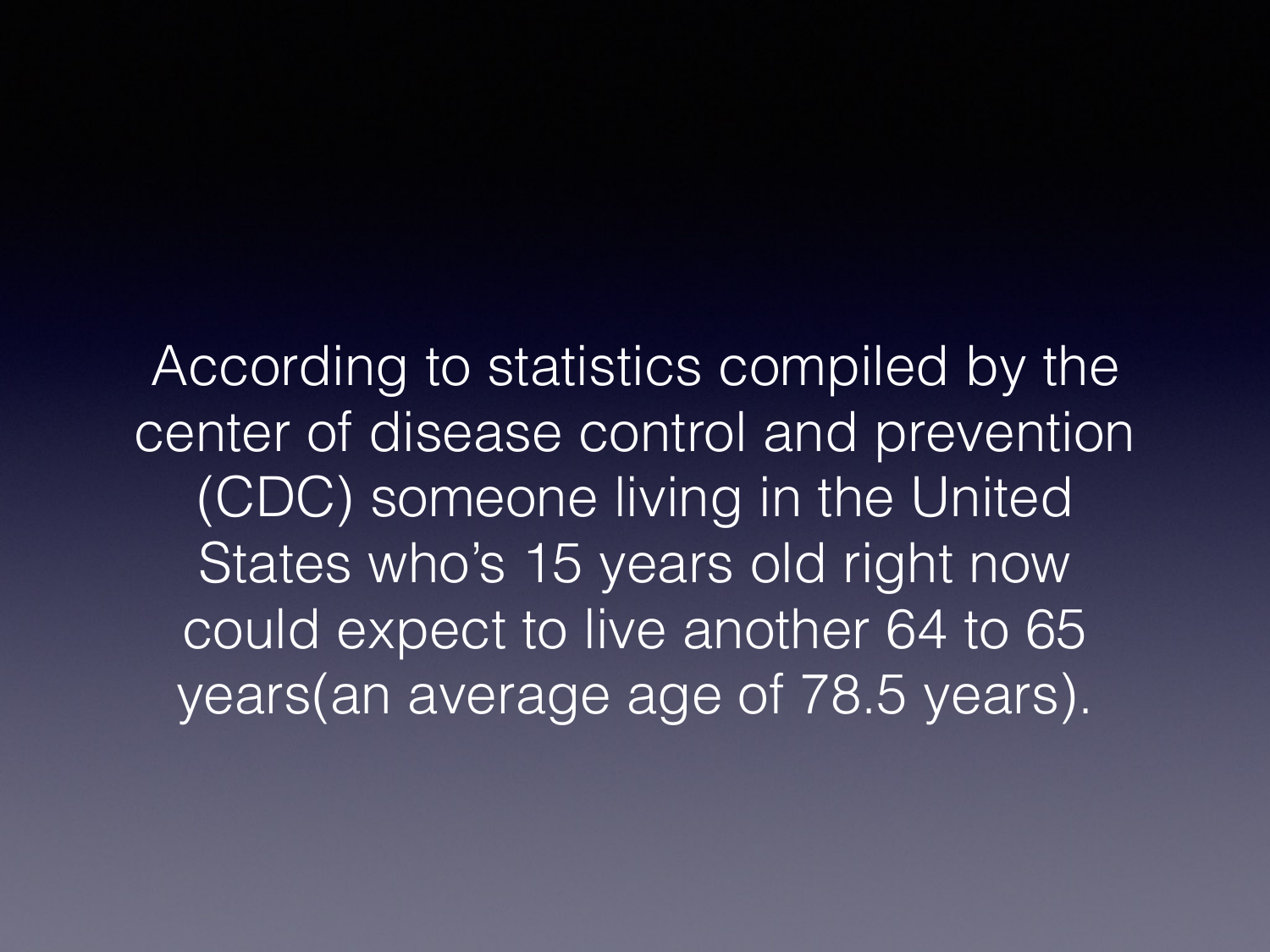According to statistics compiled by the center of disease control and prevention (CDC) someone living in the United States who’s 15 years old right now could expect to live another 64 to 65 years(an average age of 78.5 years).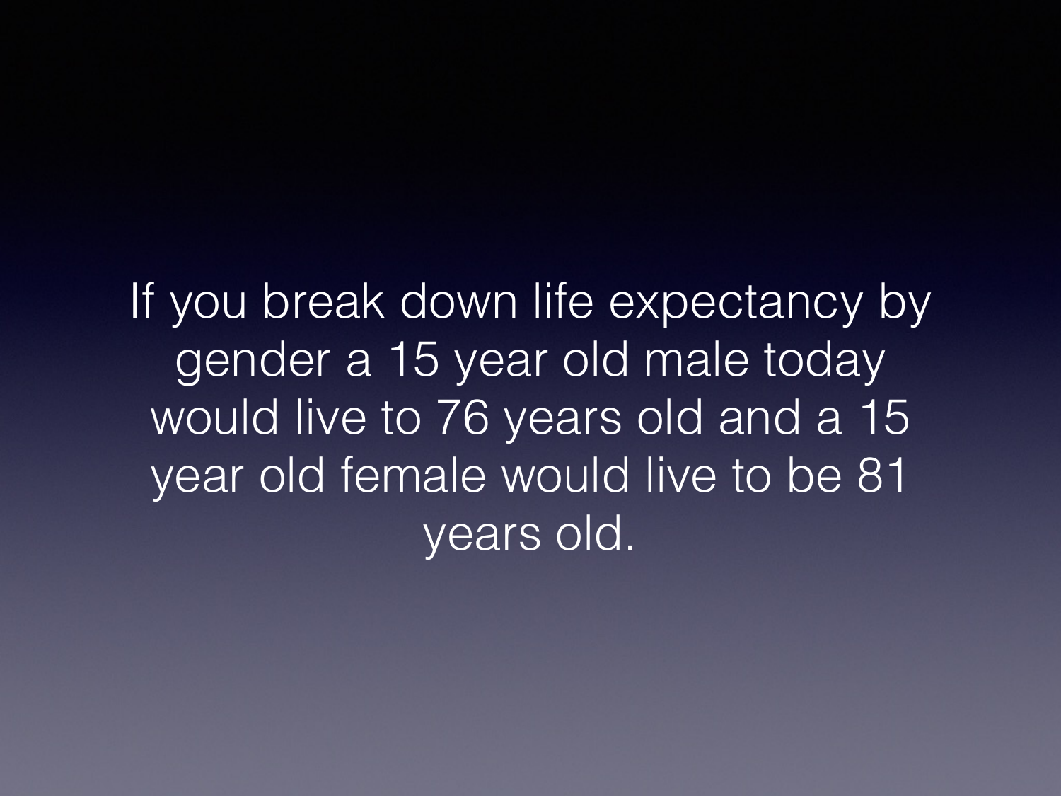If you break down life expectancy by gender a 15 year old male today would live to 76 years old and a 15 year old female would live to be 81 years old.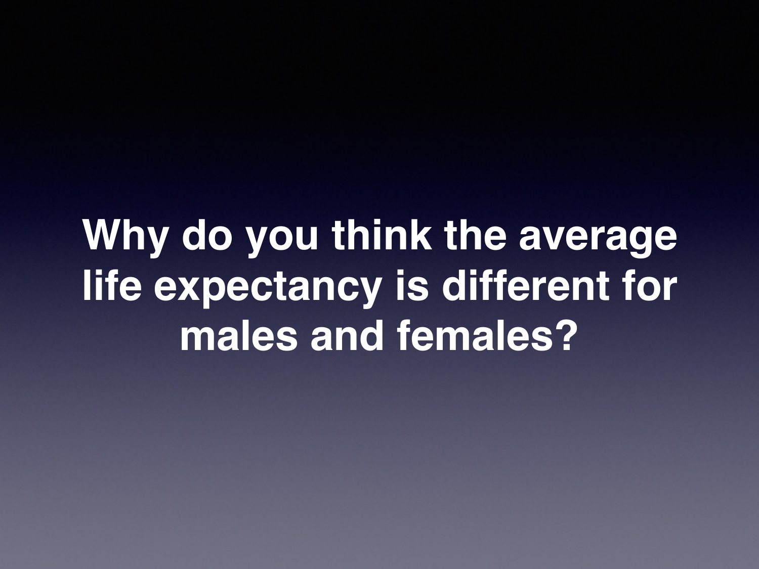**Why do you think the average life expectancy is different for males and females?**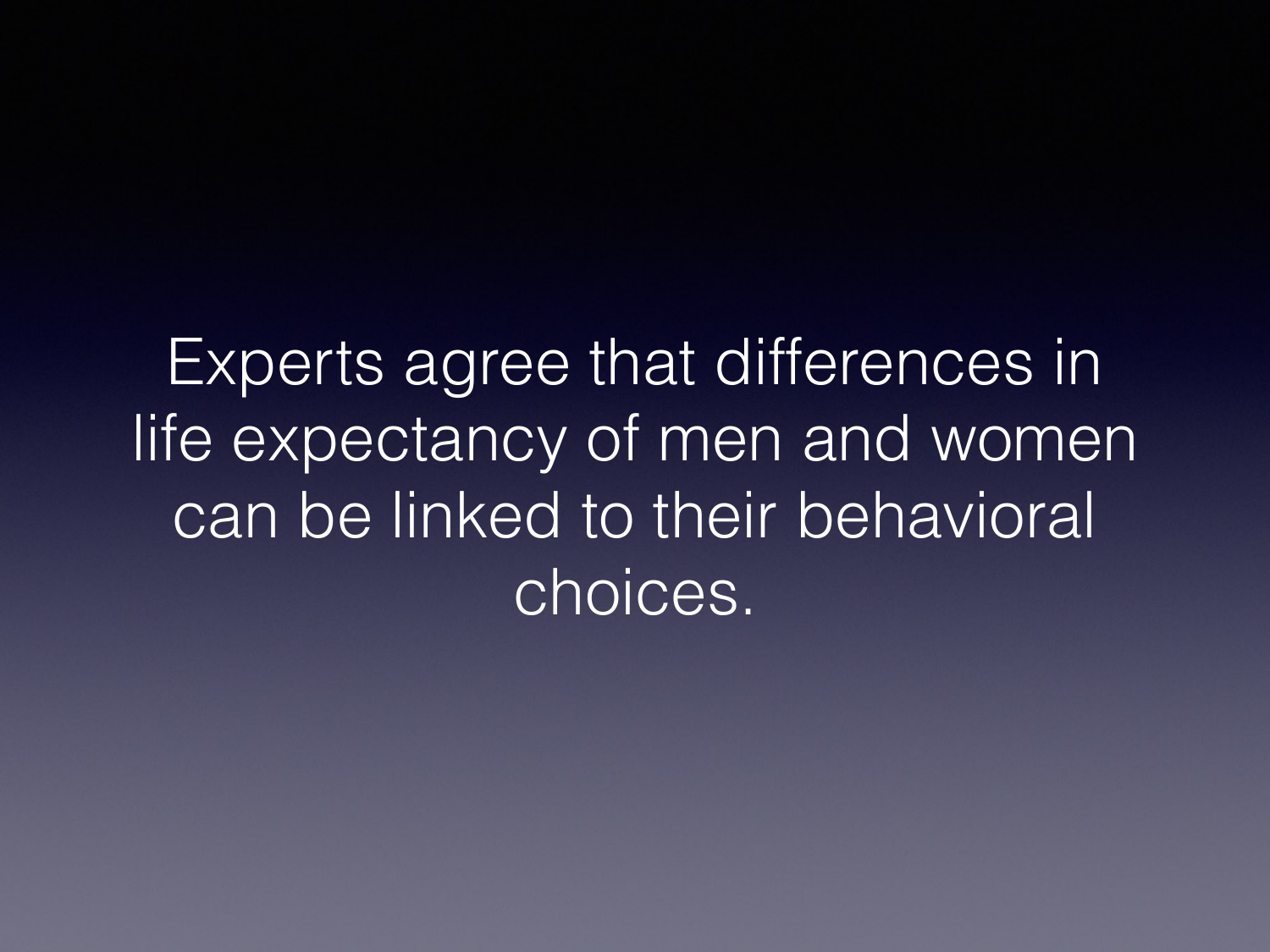Experts agree that differences in life expectancy of men and women can be linked to their behavioral choices.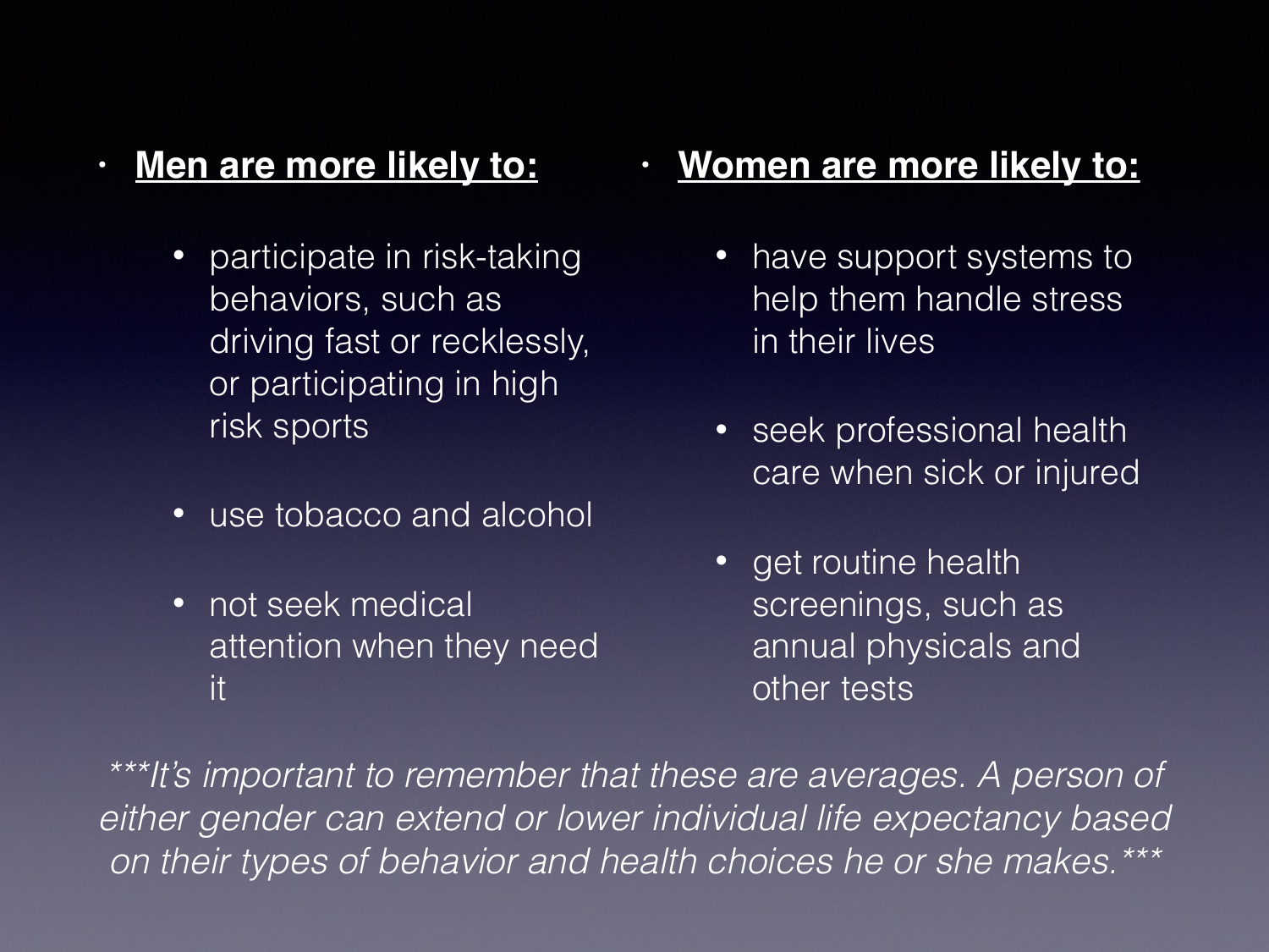- **Men are more likely to:**
    - participate in risk-taking behaviors, such as driving fast or recklessly, or participating in high risk sports
    - use tobacco and alcohol
    - not seek medical attention when they need it

- **Women are more likely to:**
    - have support systems to help them handle stress in their lives
    - seek professional health care when sick or injured
    - get routine health screenings, such as annual physicals and other tests

****It's important to remember that these are averages. A person of either gender can extend or lower individual life expectancy based on their types of behavior and health choices he or she makes.****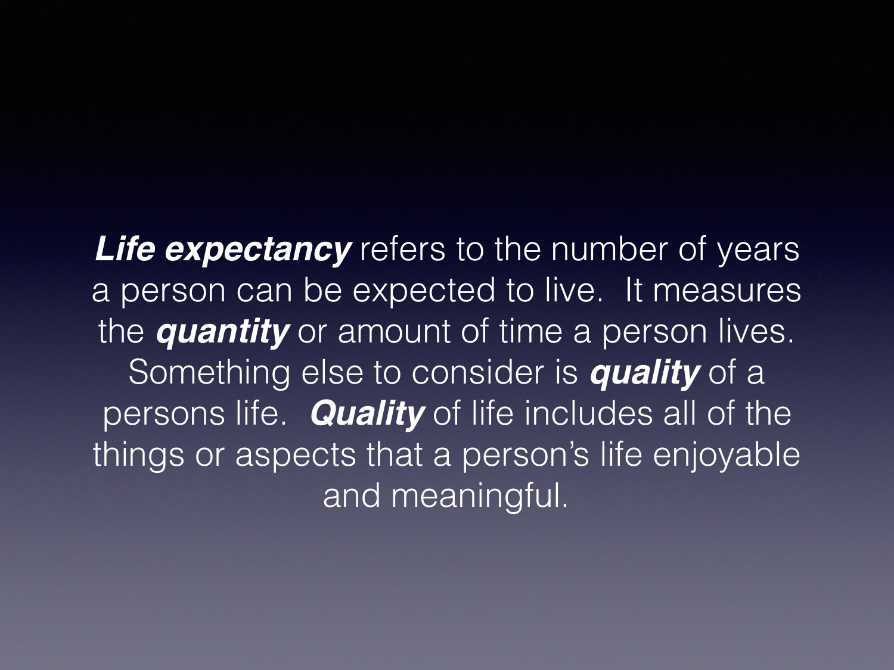***Life expectancy*** refers to the number of years a person can be expected to live. It measures the ***quantity*** or amount of time a person lives. Something else to consider is ***quality*** of a persons life. ***Quality*** of life includes all of the things or aspects that a person's life enjoyable and meaningful.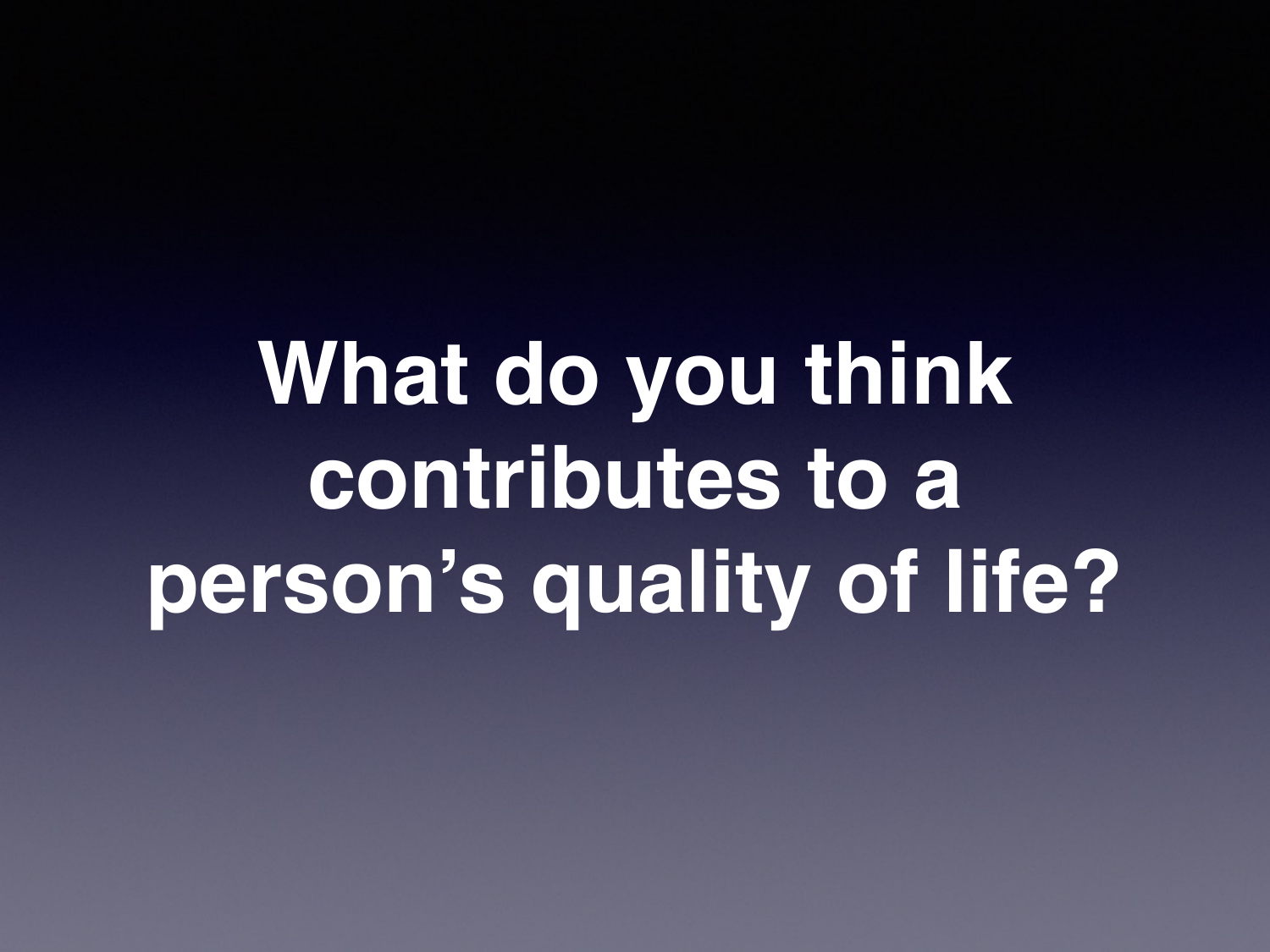# What do you think contributes to a person’s quality of life?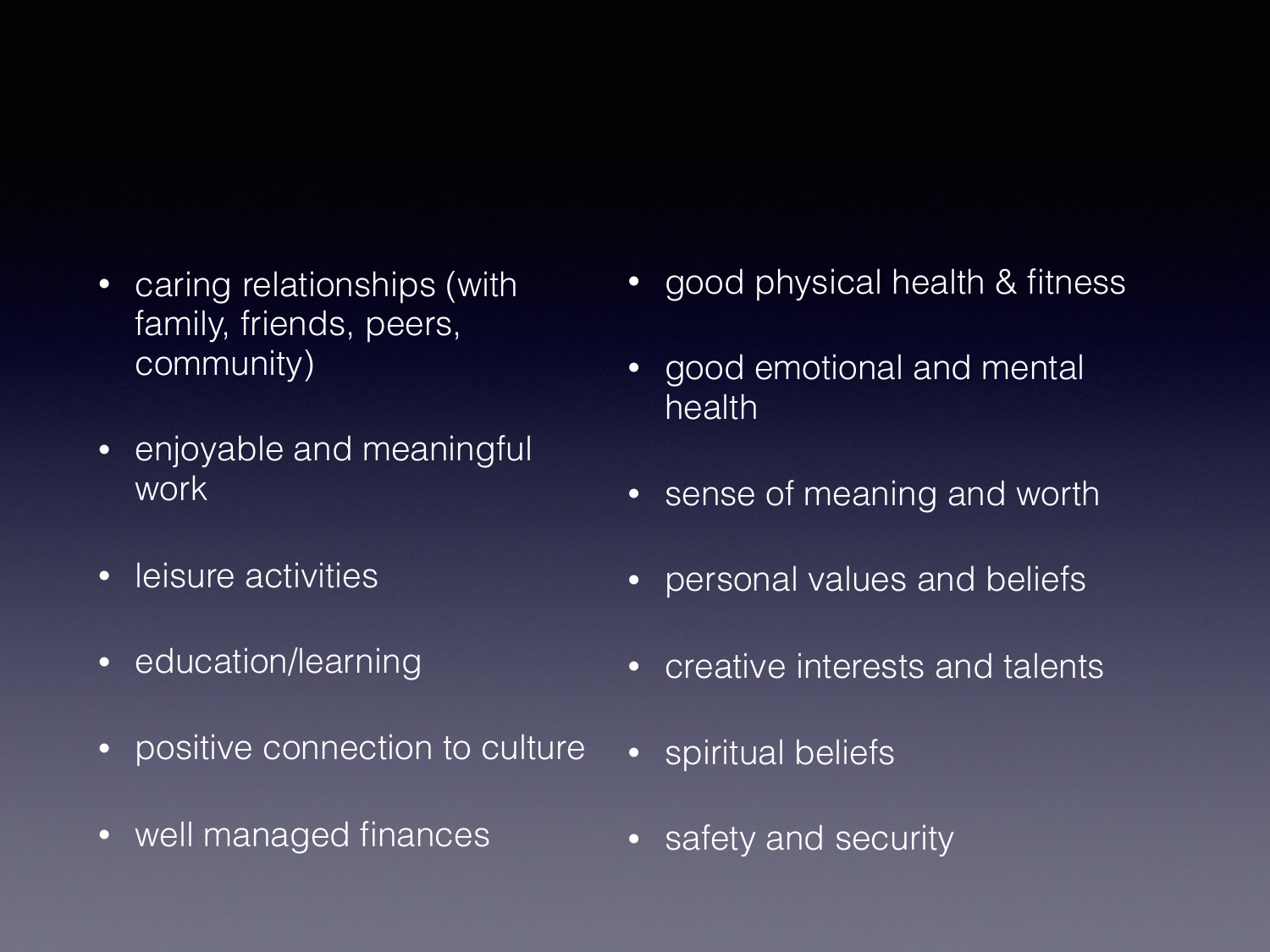- caring relationships (with family, friends, peers, community)
- enjoyable and meaningful work
- leisure activities
- education/learning
- positive connection to culture
- well managed finances
- good physical health & fitness
- good emotional and mental health
- sense of meaning and worth
- personal values and beliefs
- creative interests and talents
- spiritual beliefs
- safety and security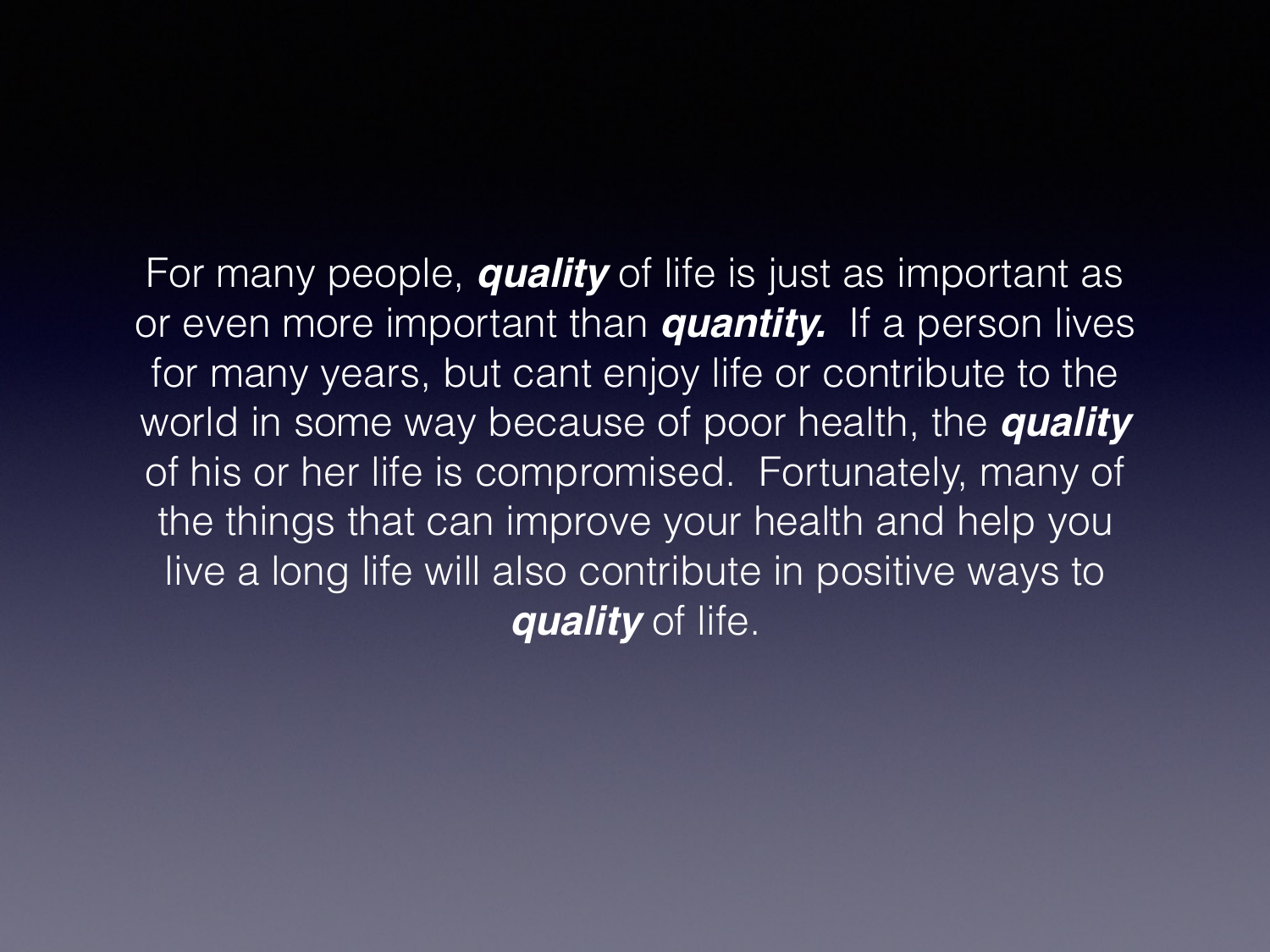For many people, ***quality*** of life is just as important as or even more important than ***quantity.*** If a person lives for many years, but cant enjoy life or contribute to the world in some way because of poor health, the ***quality*** of his or her life is compromised. Fortunately, many of the things that can improve your health and help you live a long life will also contribute in positive ways to ***quality*** of life.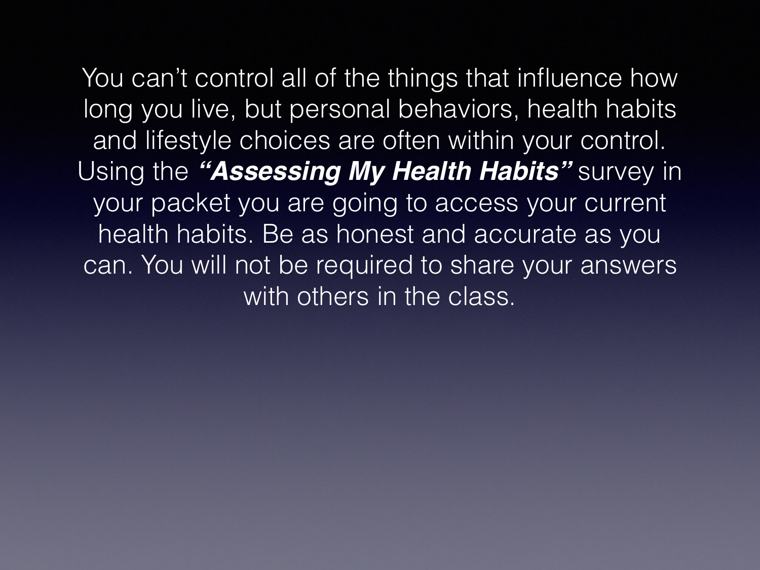You can't control all of the things that influence how long you live, but personal behaviors, health habits and lifestyle choices are often within your control. Using the ***"Assessing My Health Habits"*** survey in your packet you are going to access your current health habits. Be as honest and accurate as you can. You will not be required to share your answers with others in the class.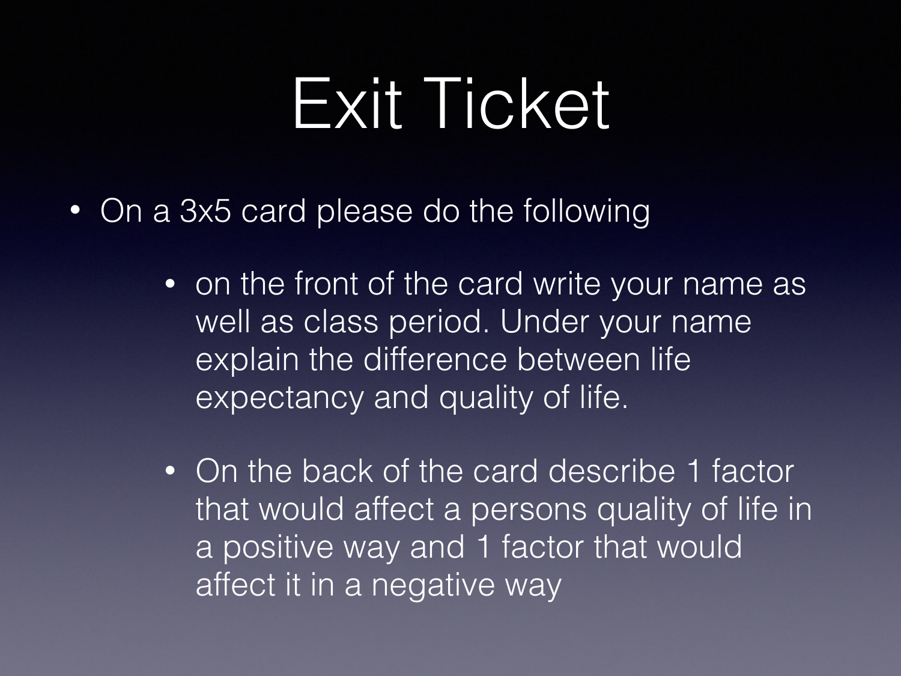# Exit Ticket

- On a 3x5 card please do the following
  - on the front of the card write your name as well as class period. Under your name explain the difference between life expectancy and quality of life.
  - On the back of the card describe 1 factor that would affect a persons quality of life in a positive way and 1 factor that would affect it in a negative way